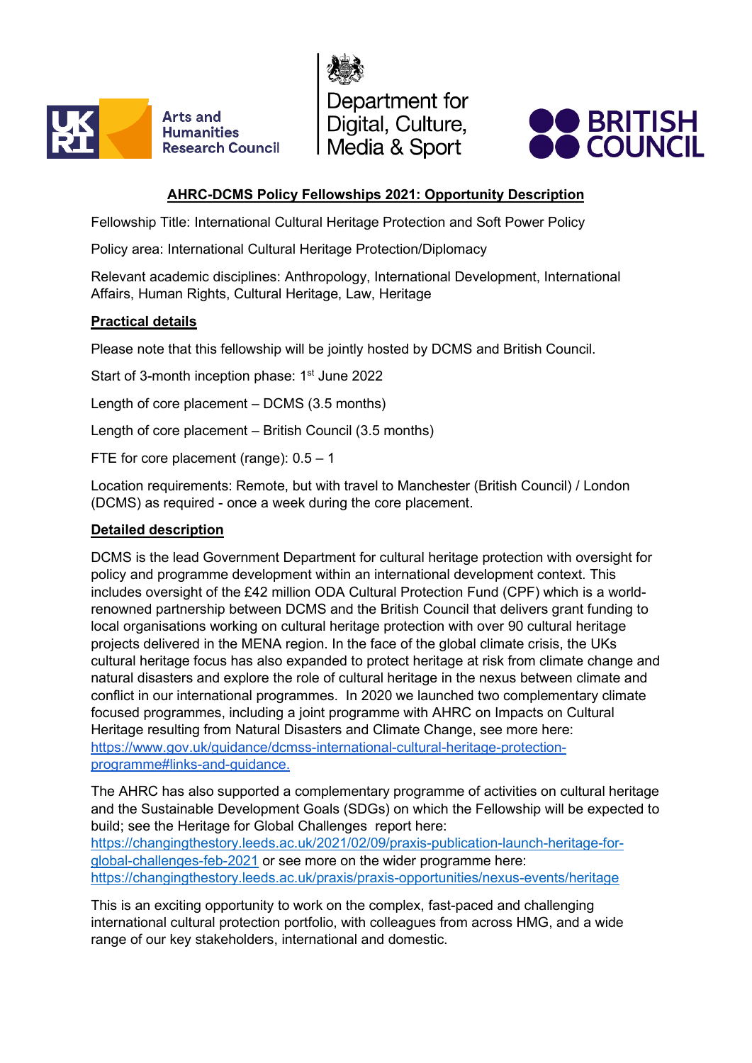# AHRC-DCMS Policy Fellowships 2021: Opportunity Description

Fellowship Title: International Cultural Heritage Protection and Soft Power Policy

Policy area: International Cultural Heritage Protection/Diplomacy

Relevant academic disciplines: Anthropology, International Development, International Affairs, Human Rights, Cultural Heritage, Law, Heritage

## Practical details

Please note that this fellowship will be jointly hosted by DCMS and British Council.

Start of 3-month inception phase: 1st June 2022

Length of core placement – DCMS (3.5 months)

Length of core placement – British Council (3.5 months)

FTE for core placement (range): 0.5 – 1

Location requirements: Remote, but with travel to Manchester (British Council) / London (DCMS) as required - once a week during the core placement.

## Detailed description

DCMS is the lead Government Department for cultural heritage protection with oversight for policy and programme development within an international development context. This includes oversight of the £42 million ODA Cultural Protection Fund (CPF) which is a world-renowned partnership between DCMS and the British Council that delivers grant funding to local organisations working on cultural heritage protection with over 90 cultural heritage projects delivered in the MENA region. In the face of the global climate crisis, the UKs cultural heritage focus has also expanded to protect heritage at risk from climate change and natural disasters and explore the role of cultural heritage in the nexus between climate and conflict in our international programmes. In 2020 we launched two complementary climate focused programmes, including a joint programme with AHRC on Impacts on Cultural Heritage resulting from Natural Disasters and Climate Change, see more here: https://www.gov.uk/guidance/dcmss-international-cultural-heritage-protection-programme#links-and-guidance.

The AHRC has also supported a complementary programme of activities on cultural heritage and the Sustainable Development Goals (SDGs) on which the Fellowship will be expected to build; see the Heritage for Global Challenges report here: https://changingthestory.leeds.ac.uk/2021/02/09/praxis-publication-launch-heritage-for-global-challenges-feb-2021 or see more on the wider programme here: https://changingthestory.leeds.ac.uk/praxis/praxis-opportunities/nexus-events/heritage

This is an exciting opportunity to work on the complex, fast-paced and challenging international cultural protection portfolio, with colleagues from across HMG, and a wide range of our key stakeholders, international and domestic.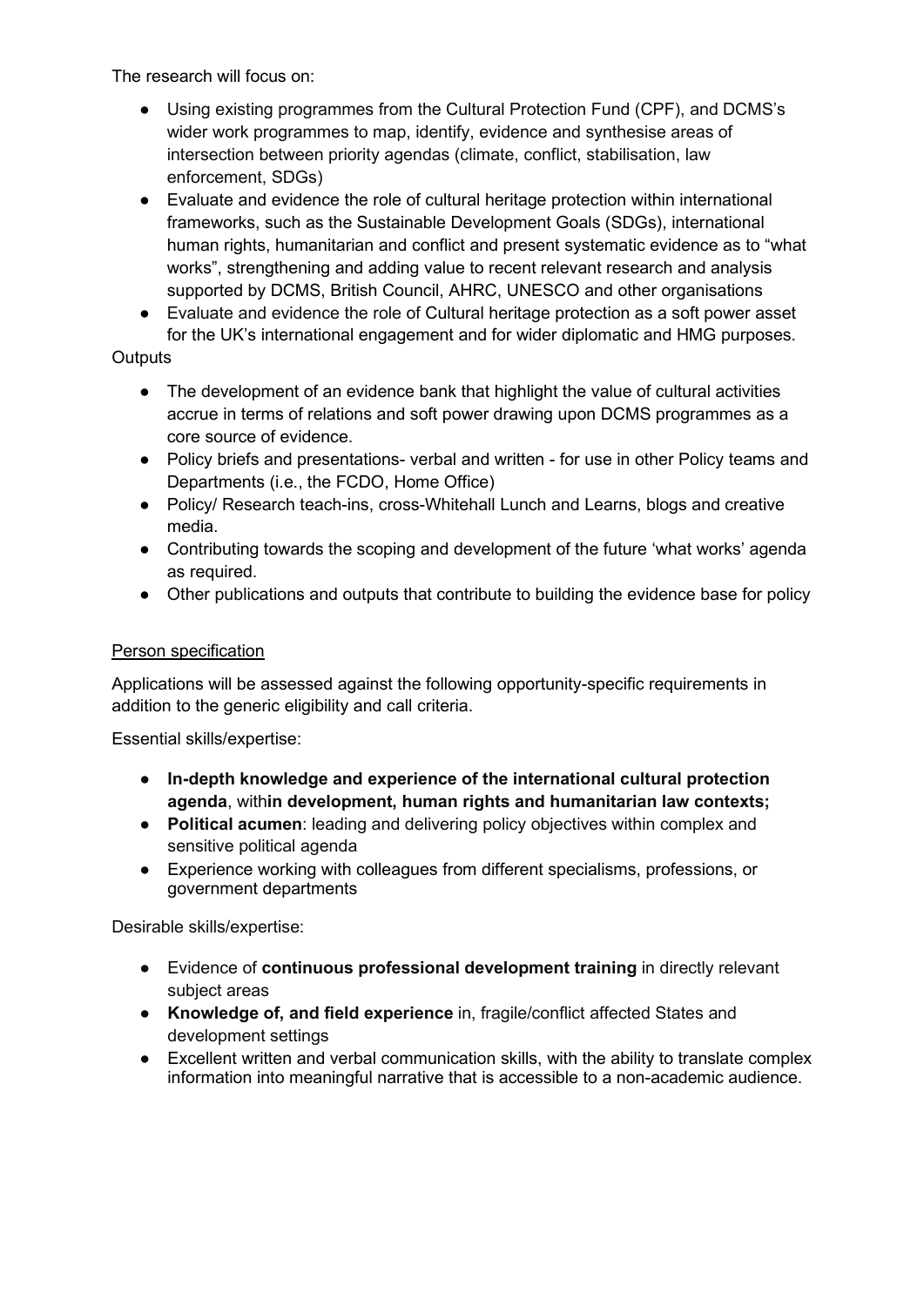The research will focus on:

- Using existing programmes from the Cultural Protection Fund (CPF), and DCMS's wider work programmes to map, identify, evidence and synthesise areas of intersection between priority agendas (climate, conflict, stabilisation, law enforcement, SDGs)
- Evaluate and evidence the role of cultural heritage protection within international frameworks, such as the Sustainable Development Goals (SDGs), international human rights, humanitarian and conflict and present systematic evidence as to "what works", strengthening and adding value to recent relevant research and analysis supported by DCMS, British Council, AHRC, UNESCO and other organisations
- Evaluate and evidence the role of Cultural heritage protection as a soft power asset for the UK's international engagement and for wider diplomatic and HMG purposes.

Outputs

- The development of an evidence bank that highlight the value of cultural activities accrue in terms of relations and soft power drawing upon DCMS programmes as a core source of evidence.
- Policy briefs and presentations- verbal and written - for use in other Policy teams and Departments (i.e., the FCDO, Home Office)
- Policy/ Research teach-ins, cross-Whitehall Lunch and Learns, blogs and creative media.
- Contributing towards the scoping and development of the future 'what works' agenda as required.
- Other publications and outputs that contribute to building the evidence base for policy

Person specification

Applications will be assessed against the following opportunity-specific requirements in addition to the generic eligibility and call criteria.

Essential skills/expertise:

- **In-depth knowledge and experience of the international cultural protection agenda**, with**in development, human rights and humanitarian law contexts;**
- **Political acumen**: leading and delivering policy objectives within complex and sensitive political agenda
- Experience working with colleagues from different specialisms, professions, or government departments

Desirable skills/expertise:

- Evidence of **continuous professional development training** in directly relevant subject areas
- **Knowledge of, and field experience** in, fragile/conflict affected States and development settings
- Excellent written and verbal communication skills, with the ability to translate complex information into meaningful narrative that is accessible to a non-academic audience.